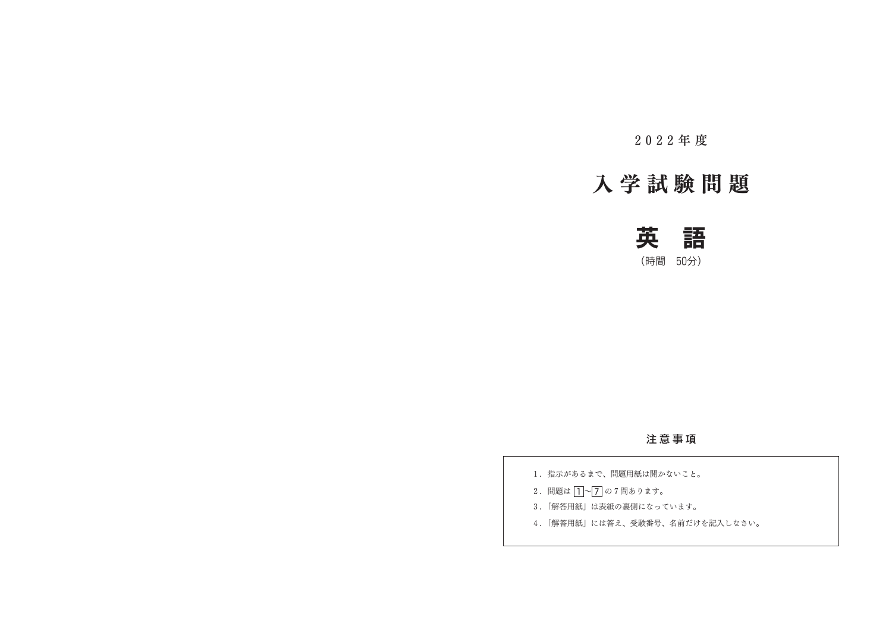2022年度

# 入学試験問題

# 英　語

（時間　50分）

## 注意事項

1．指示があるまで、問題用紙は開かないこと。

2．問題は 1 〜 7 の7問あります。

3．「解答用紙」は表紙の裏側になっています。

4．「解答用紙」には答え、受験番号、名前だけを記入しなさい。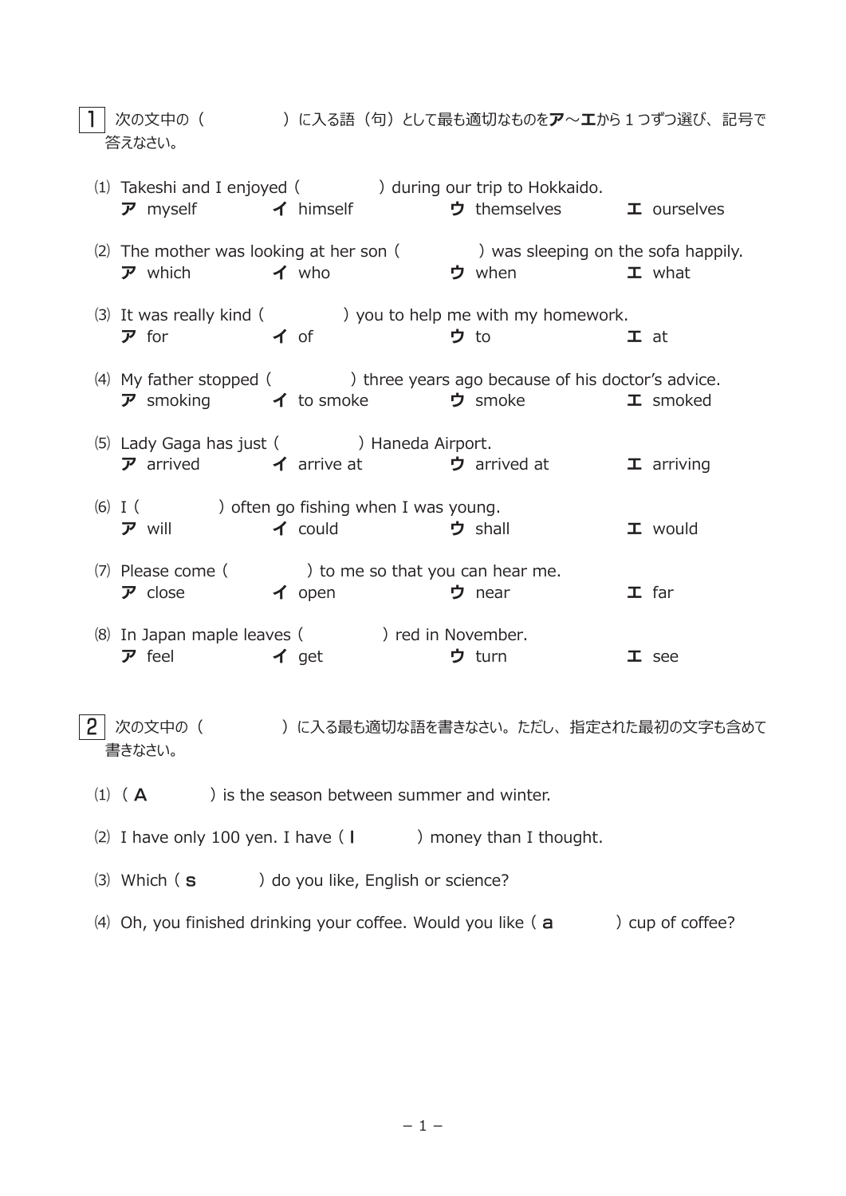**1** 次の文中の（　　　　）に入る語（句）として最も適切なものを**ア**～**エ**から１つずつ選び、記号で答えなさい。

⑴ Takeshi and I enjoyed (　　　　) during our trip to Hokkaido.
**ア** myself　　**イ** himself　　**ウ** themselves　　**エ** ourselves

⑵ The mother was looking at her son (　　　　) was sleeping on the sofa happily.
**ア** which　　**イ** who　　**ウ** when　　**エ** what

⑶ It was really kind (　　　　) you to help me with my homework.
**ア** for　　**イ** of　　**ウ** to　　**エ** at

⑷ My father stopped (　　　　) three years ago because of his doctor's advice.
**ア** smoking　　**イ** to smoke　　**ウ** smoke　　**エ** smoked

⑸ Lady Gaga has just (　　　　) Haneda Airport.
**ア** arrived　　**イ** arrive at　　**ウ** arrived at　　**エ** arriving

⑹ I (　　　　) often go fishing when I was young.
**ア** will　　**イ** could　　**ウ** shall　　**エ** would

⑺ Please come (　　　　) to me so that you can hear me.
**ア** close　　**イ** open　　**ウ** near　　**エ** far

⑻ In Japan maple leaves (　　　　) red in November.
**ア** feel　　**イ** get　　**ウ** turn　　**エ** see

**2** 次の文中の（　　　　）に入る最も適切な語を書きなさい。ただし、指定された最初の文字も含めて書きなさい。

⑴ ( **A**　　　 ) is the season between summer and winter.

⑵ I have only 100 yen. I have ( **l**　　　 ) money than I thought.

⑶ Which ( **s**　　　 ) do you like, English or science?

⑷ Oh, you finished drinking your coffee. Would you like ( **a**　　　 ) cup of coffee?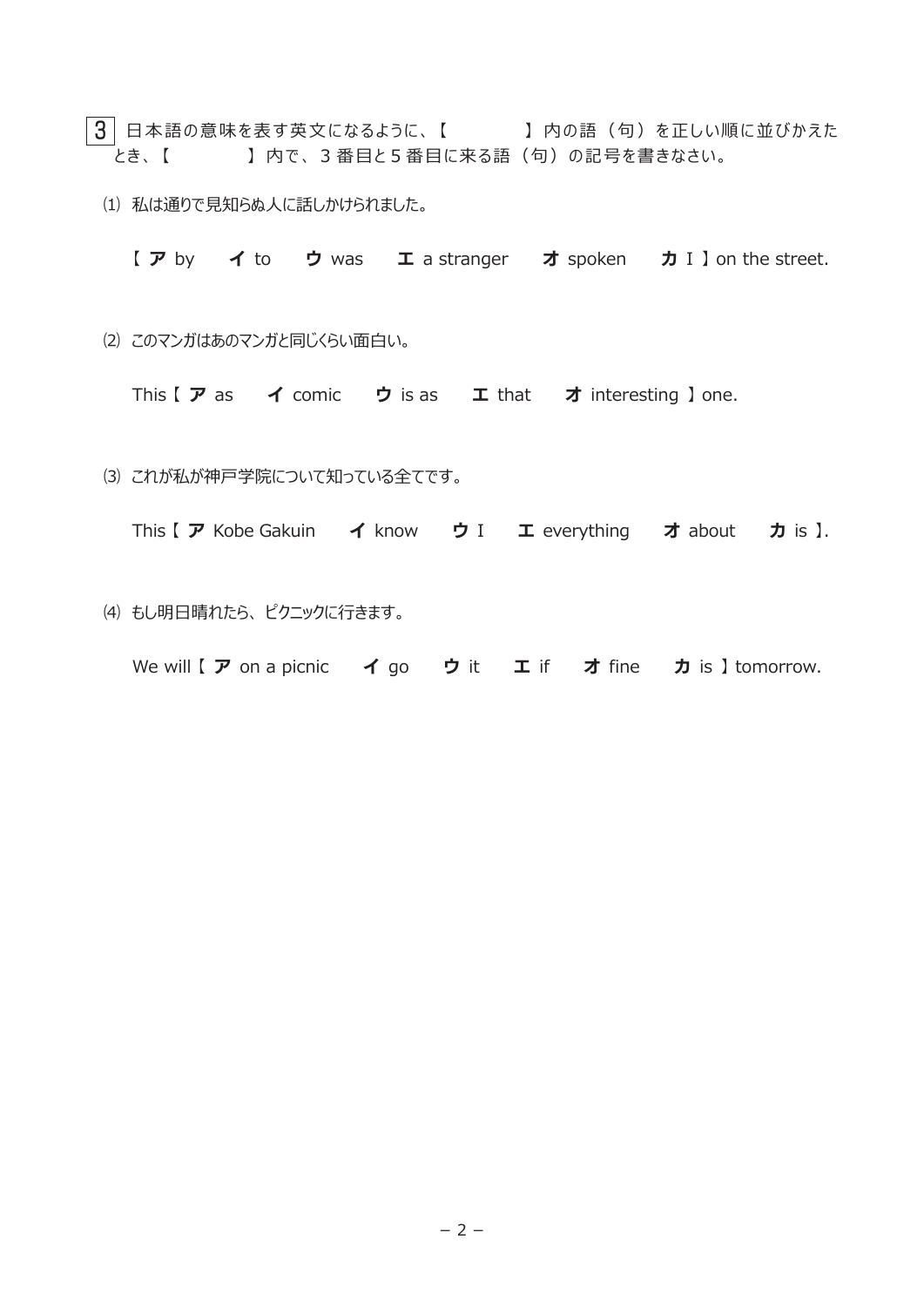3 日本語の意味を表す英文になるように、【　　　】内の語（句）を正しい順に並びかえたとき、【　　　】内で、3 番目と 5 番目に来る語（句）の記号を書きなさい。

⑴ 私は通りで見知らぬ人に話しかけられました。

【 **ア** by　**イ** to　**ウ** was　**エ** a stranger　**オ** spoken　**カ** I 】on the street.

⑵ このマンガはあのマンガと同じくらい面白い。

This【 **ア** as　**イ** comic　**ウ** is as　**エ** that　**オ** interesting 】one.

⑶ これが私が神戸学院について知っている全てです。

This【 **ア** Kobe Gakuin　**イ** know　**ウ** I　**エ** everything　**オ** about　**カ** is 】.

⑷ もし明日晴れたら、ピクニックに行きます。

We will【 **ア** on a picnic　**イ** go　**ウ** it　**エ** if　**オ** fine　**カ** is 】tomorrow.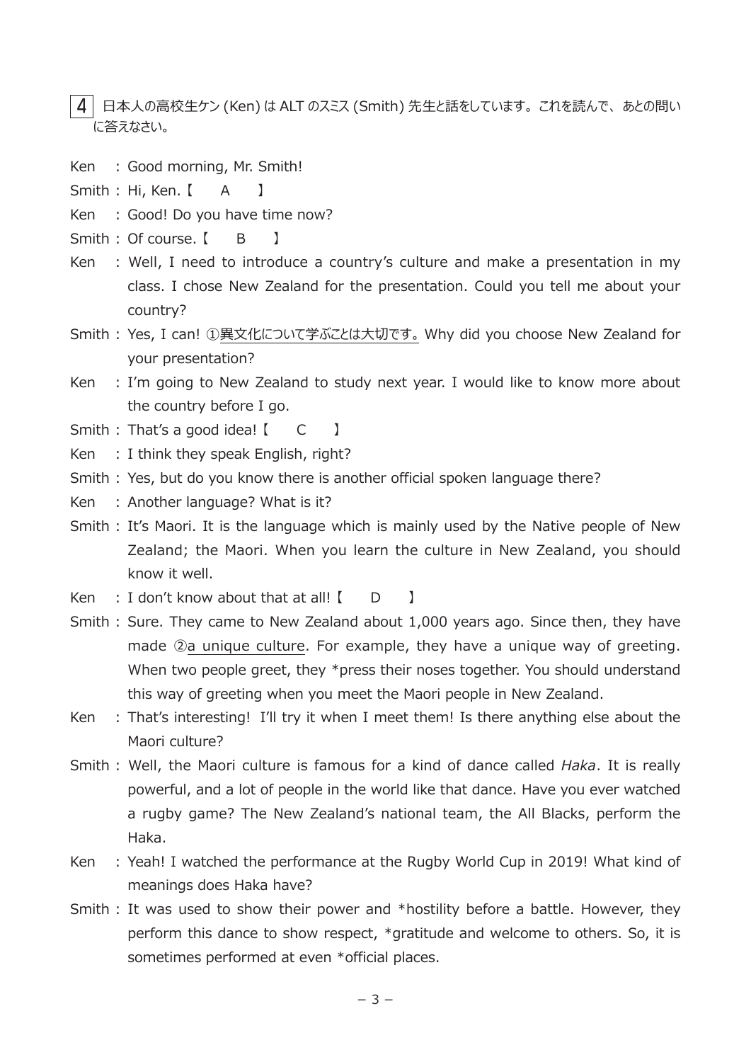4 日本人の高校生ケン (Ken) は ALT のスミス (Smith) 先生と話をしています。これを読んで、あとの問いに答えなさい。

Ken　: Good morning, Mr. Smith!

Smith : Hi, Ken.【　A　】

Ken　: Good! Do you have time now?

Smith : Of course.【　B　】

Ken　: Well, I need to introduce a country's culture and make a presentation in my class. I chose New Zealand for the presentation. Could you tell me about your country?

Smith : Yes, I can! ①異文化について学ぶことは大切です。 Why did you choose New Zealand for your presentation?

Ken　: I'm going to New Zealand to study next year. I would like to know more about the country before I go.

Smith : That's a good idea!【　C　】

Ken　: I think they speak English, right?

Smith : Yes, but do you know there is another official spoken language there?

Ken　: Another language? What is it?

Smith : It's Maori. It is the language which is mainly used by the Native people of New Zealand; the Maori. When you learn the culture in New Zealand, you should know it well.

Ken　: I don't know about that at all!【　D　】

Smith : Sure. They came to New Zealand about 1,000 years ago. Since then, they have made ②a unique culture. For example, they have a unique way of greeting. When two people greet, they *press their noses together. You should understand this way of greeting when you meet the Maori people in New Zealand.

Ken　: That's interesting! I'll try it when I meet them! Is there anything else about the Maori culture?

Smith : Well, the Maori culture is famous for a kind of dance called *Haka*. It is really powerful, and a lot of people in the world like that dance. Have you ever watched a rugby game? The New Zealand's national team, the All Blacks, perform the Haka.

Ken　: Yeah! I watched the performance at the Rugby World Cup in 2019! What kind of meanings does Haka have?

Smith : It was used to show their power and *hostility before a battle. However, they perform this dance to show respect, *gratitude and welcome to others. So, it is sometimes performed at even *official places.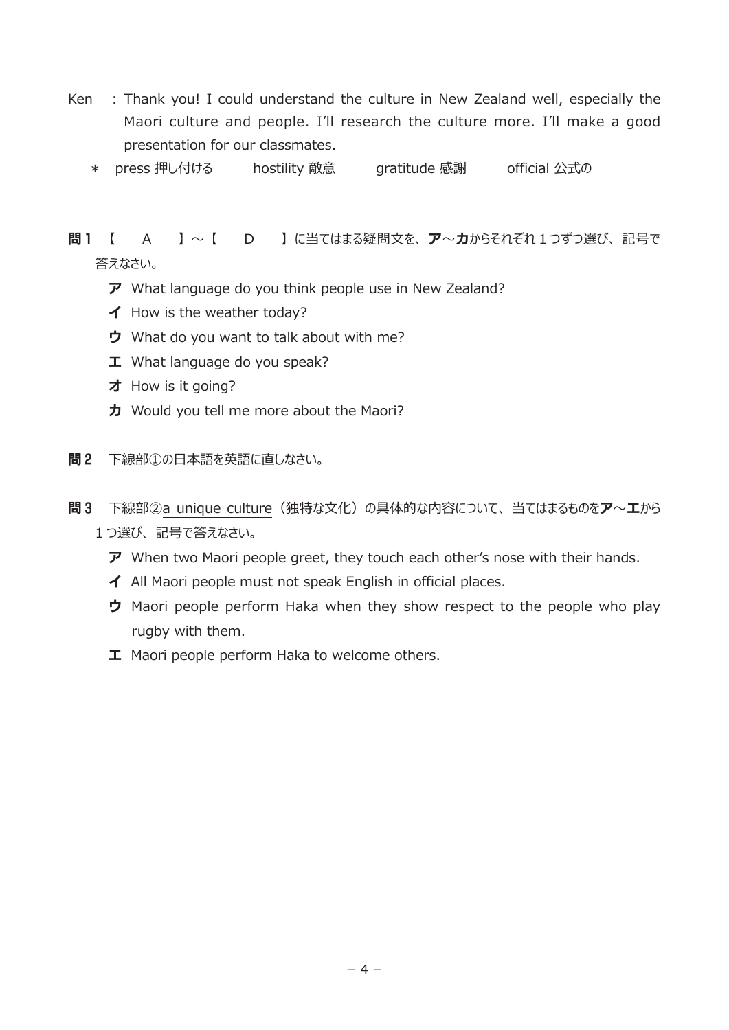Ken　: Thank you! I could understand the culture in New Zealand well, especially the Maori culture and people. I'll research the culture more. I'll make a good presentation for our classmates.

＊　press 押し付ける　　hostility 敵意　　gratitude 感謝　　official 公式の

**問１**　【　A　】～【　D　】に当てはまる疑問文を、**ア**～**カ**からそれぞれ１つずつ選び、記号で答えなさい。

**ア** What language do you think people use in New Zealand?
**イ** How is the weather today?
**ウ** What do you want to talk about with me?
**エ** What language do you speak?
**オ** How is it going?
**カ** Would you tell me more about the Maori?

**問２**　下線部①の日本語を英語に直しなさい。

**問３**　下線部②a unique culture（独特な文化）の具体的な内容について、当てはまるものを**ア**～**エ**から１つ選び、記号で答えなさい。

**ア** When two Maori people greet, they touch each other's nose with their hands.
**イ** All Maori people must not speak English in official places.
**ウ** Maori people perform Haka when they show respect to the people who play rugby with them.
**エ** Maori people perform Haka to welcome others.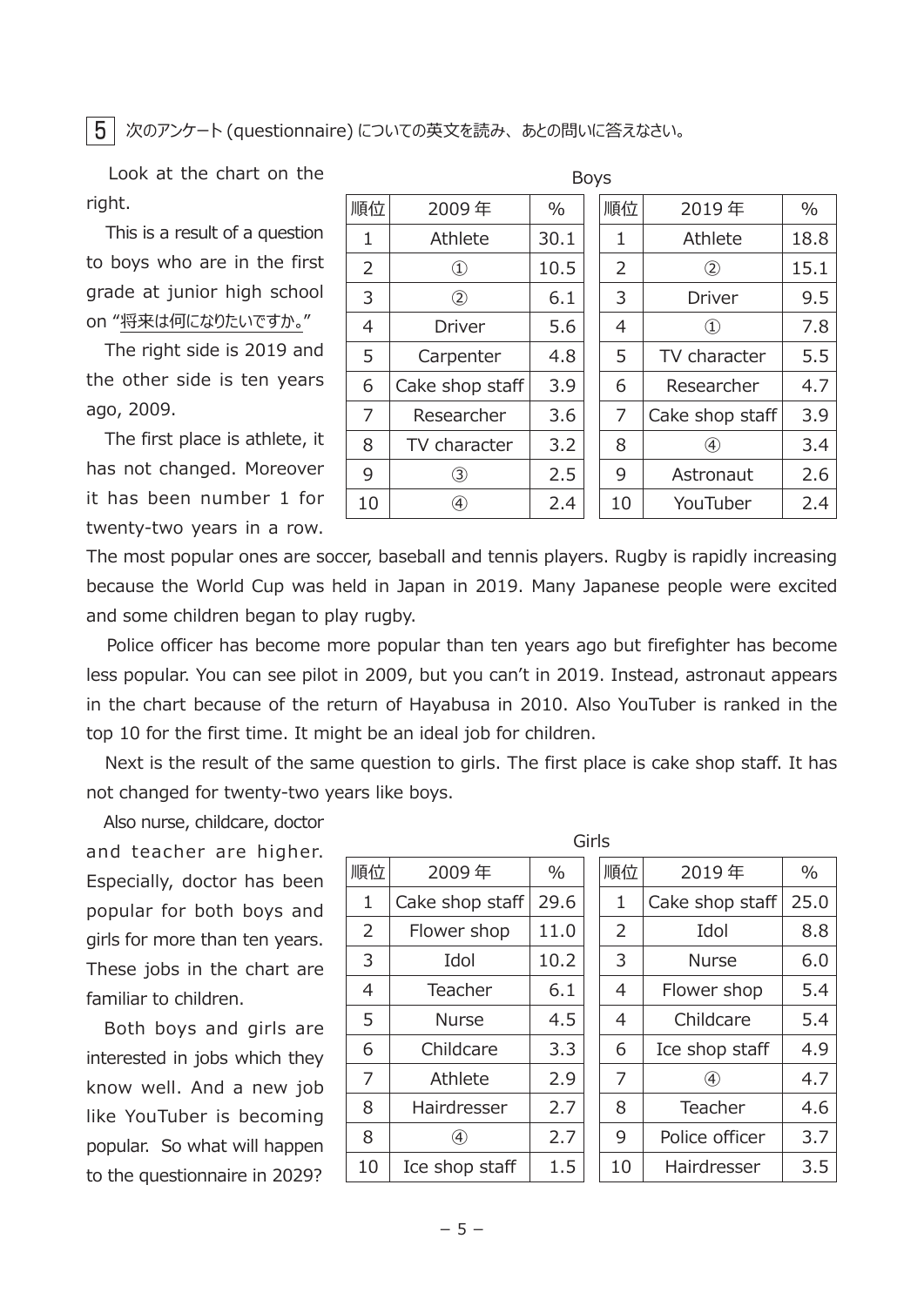5 次のアンケート (questionnaire) についての英文を読み、あとの問いに答えなさい。

Look at the chart on the right.

This is a result of a question to boys who are in the first grade at junior high school on "将来は何になりたいですか。"

The right side is 2019 and the other side is ten years ago, 2009.

The first place is athlete, it has not changed. Moreover it has been number 1 for twenty-two years in a row. The most popular ones are soccer, baseball and tennis players. Rugby is rapidly increasing because the World Cup was held in Japan in 2019. Many Japanese people were excited and some children began to play rugby.

Boys

| 順位 | 2009 年 | % |
|---|---|---|
| 1 | Athlete | 30.1 |
| 2 | ① | 10.5 |
| 3 | ② | 6.1 |
| 4 | Driver | 5.6 |
| 5 | Carpenter | 4.8 |
| 6 | Cake shop staff | 3.9 |
| 7 | Researcher | 3.6 |
| 8 | TV character | 3.2 |
| 9 | ③ | 2.5 |
| 10 | ④ | 2.4 |

| 順位 | 2019 年 | % |
|---|---|---|
| 1 | Athlete | 18.8 |
| 2 | ② | 15.1 |
| 3 | Driver | 9.5 |
| 4 | ① | 7.8 |
| 5 | TV character | 5.5 |
| 6 | Researcher | 4.7 |
| 7 | Cake shop staff | 3.9 |
| 8 | ④ | 3.4 |
| 9 | Astronaut | 2.6 |
| 10 | YouTuber | 2.4 |

Police officer has become more popular than ten years ago but firefighter has become less popular. You can see pilot in 2009, but you can't in 2019. Instead, astronaut appears in the chart because of the return of Hayabusa in 2010. Also YouTuber is ranked in the top 10 for the first time. It might be an ideal job for children.

Next is the result of the same question to girls. The first place is cake shop staff. It has not changed for twenty-two years like boys.

Also nurse, childcare, doctor and teacher are higher. Especially, doctor has been popular for both boys and girls for more than ten years. These jobs in the chart are familiar to children.

Both boys and girls are interested in jobs which they know well. And a new job like YouTuber is becoming popular. So what will happen to the questionnaire in 2029?

Girls

| 順位 | 2009 年 | % |
|---|---|---|
| 1 | Cake shop staff | 29.6 |
| 2 | Flower shop | 11.0 |
| 3 | Idol | 10.2 |
| 4 | Teacher | 6.1 |
| 5 | Nurse | 4.5 |
| 6 | Childcare | 3.3 |
| 7 | Athlete | 2.9 |
| 8 | Hairdresser | 2.7 |
| 8 | ④ | 2.7 |
| 10 | Ice shop staff | 1.5 |

| 順位 | 2019 年 | % |
|---|---|---|
| 1 | Cake shop staff | 25.0 |
| 2 | Idol | 8.8 |
| 3 | Nurse | 6.0 |
| 4 | Flower shop | 5.4 |
| 4 | Childcare | 5.4 |
| 6 | Ice shop staff | 4.9 |
| 7 | ④ | 4.7 |
| 8 | Teacher | 4.6 |
| 9 | Police officer | 3.7 |
| 10 | Hairdresser | 3.5 |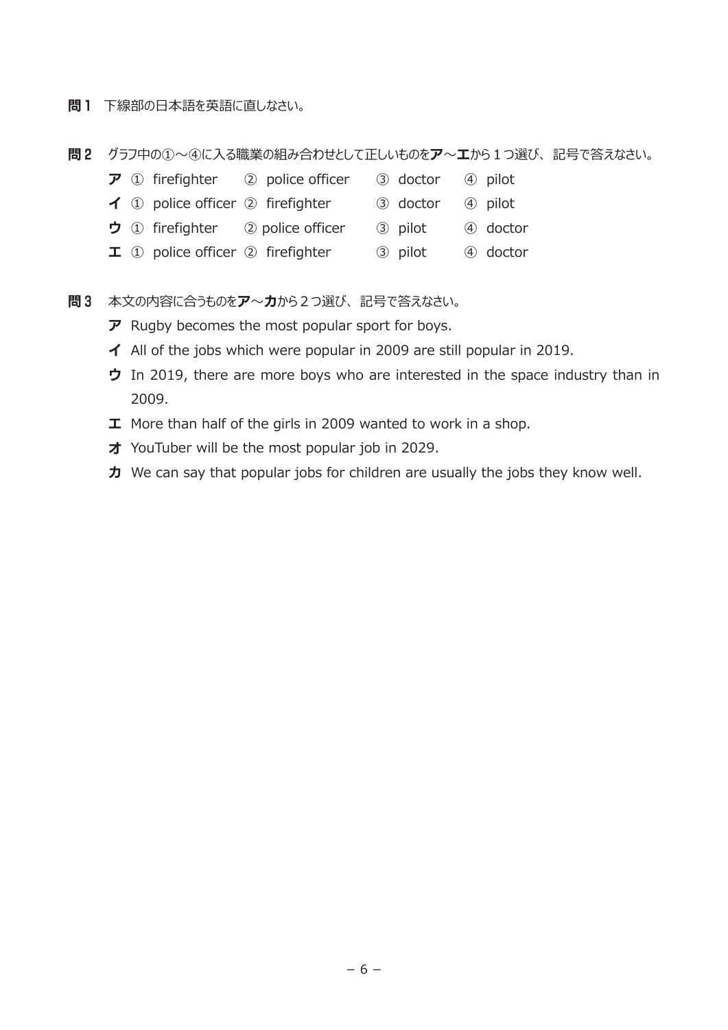**問１** 下線部の日本語を英語に直しなさい。

**問２** グラフ中の①～④に入る職業の組み合わせとして正しいものを**ア**～**エ**から１つ選び、記号で答えなさい。

**ア** ① firefighter ② police officer ③ doctor ④ pilot

**イ** ① police officer ② firefighter ③ doctor ④ pilot

**ウ** ① firefighter ② police officer ③ pilot ④ doctor

**エ** ① police officer ② firefighter ③ pilot ④ doctor

**問３** 本文の内容に合うものを**ア**～**カ**から２つ選び、記号で答えなさい。

**ア** Rugby becomes the most popular sport for boys.

**イ** All of the jobs which were popular in 2009 are still popular in 2019.

**ウ** In 2019, there are more boys who are interested in the space industry than in 2009.

**エ** More than half of the girls in 2009 wanted to work in a shop.

**オ** YouTuber will be the most popular job in 2029.

**カ** We can say that popular jobs for children are usually the jobs they know well.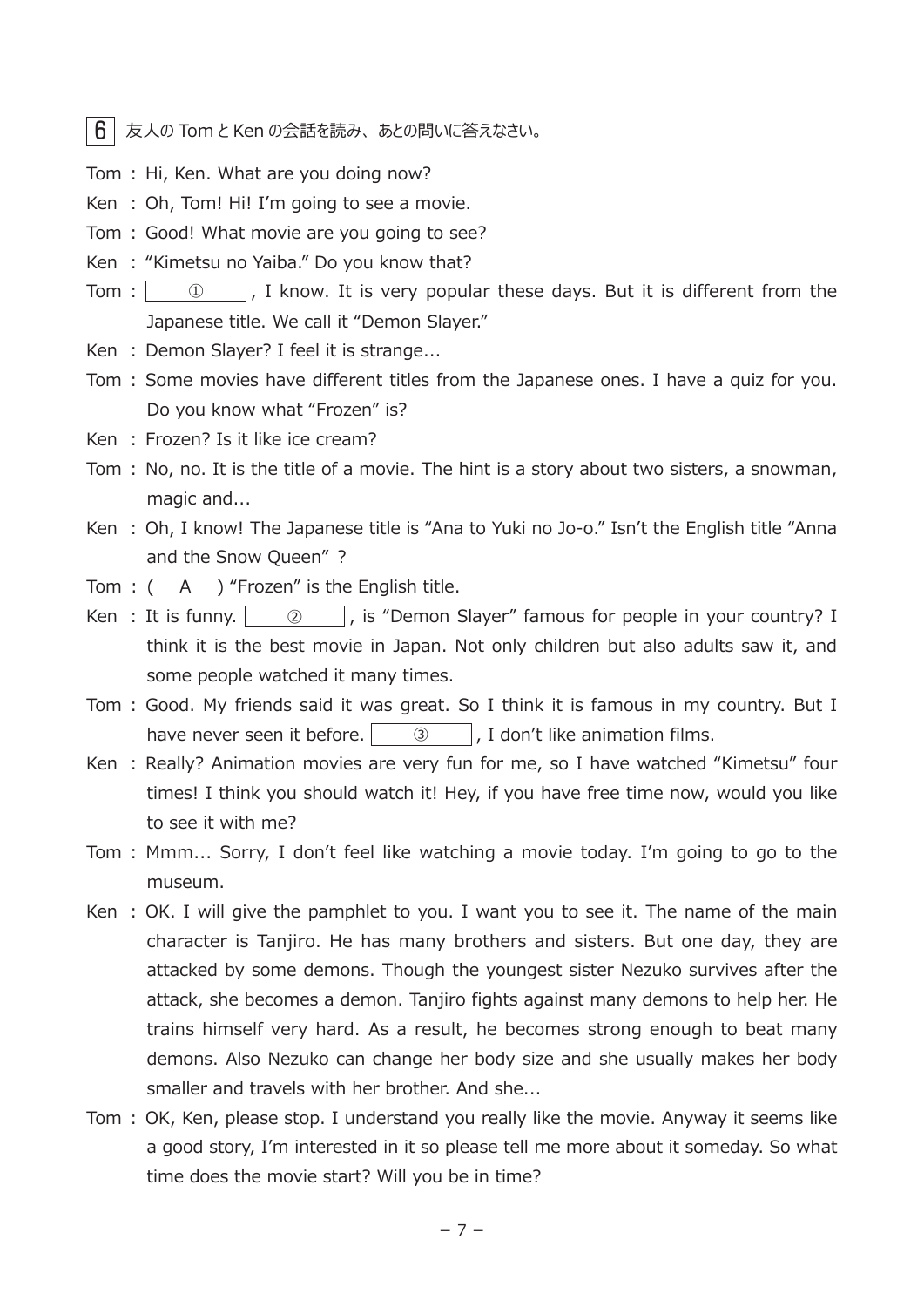6 友人の Tom と Ken の会話を読み、あとの問いに答えなさい。

Tom : Hi, Ken. What are you doing now?

Ken : Oh, Tom! Hi! I'm going to see a movie.

Tom : Good! What movie are you going to see?

Ken : "Kimetsu no Yaiba." Do you know that?

Tom : [ ① ], I know. It is very popular these days. But it is different from the Japanese title. We call it "Demon Slayer."

Ken : Demon Slayer? I feel it is strange...

Tom : Some movies have different titles from the Japanese ones. I have a quiz for you. Do you know what "Frozen" is?

Ken : Frozen? Is it like ice cream?

Tom : No, no. It is the title of a movie. The hint is a story about two sisters, a snowman, magic and...

Ken : Oh, I know! The Japanese title is "Ana to Yuki no Jo-o." Isn't the English title "Anna and the Snow Queen" ?

Tom : ( A ) "Frozen" is the English title.

Ken : It is funny. [ ② ], is "Demon Slayer" famous for people in your country? I think it is the best movie in Japan. Not only children but also adults saw it, and some people watched it many times.

Tom : Good. My friends said it was great. So I think it is famous in my country. But I have never seen it before. [ ③ ], I don't like animation films.

Ken : Really? Animation movies are very fun for me, so I have watched "Kimetsu" four times! I think you should watch it! Hey, if you have free time now, would you like to see it with me?

Tom : Mmm... Sorry, I don't feel like watching a movie today. I'm going to go to the museum.

Ken : OK. I will give the pamphlet to you. I want you to see it. The name of the main character is Tanjiro. He has many brothers and sisters. But one day, they are attacked by some demons. Though the youngest sister Nezuko survives after the attack, she becomes a demon. Tanjiro fights against many demons to help her. He trains himself very hard. As a result, he becomes strong enough to beat many demons. Also Nezuko can change her body size and she usually makes her body smaller and travels with her brother. And she...

Tom : OK, Ken, please stop. I understand you really like the movie. Anyway it seems like a good story, I'm interested in it so please tell me more about it someday. So what time does the movie start? Will you be in time?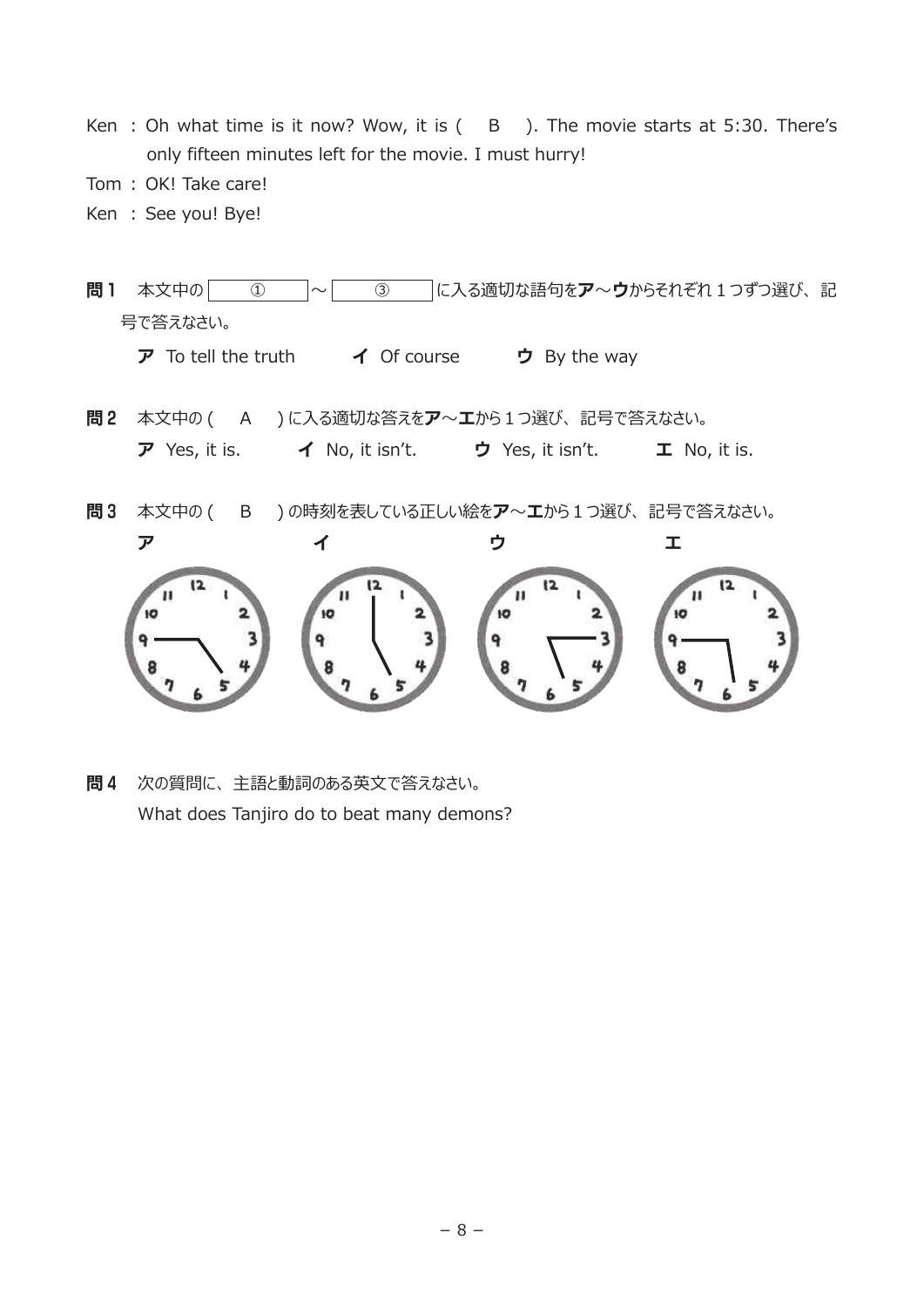Ken : Oh what time is it now? Wow, it is (　B　). The movie starts at 5:30. There's only fifteen minutes left for the movie. I must hurry!

Tom : OK! Take care!

Ken : See you! Bye!

**問１**　本文中の［　①　］～［　③　］に入る適切な語句を**ア**～**ウ**からそれぞれ１つずつ選び、記号で答えなさい。

**ア** To tell the truth　　**イ** Of course　　**ウ** By the way

**問２**　本文中の（　A　）に入る適切な答えを**ア**～**エ**から１つ選び、記号で答えなさい。

**ア** Yes, it is.　　**イ** No, it isn't.　　**ウ** Yes, it isn't.　　**エ** No, it is.

**問３**　本文中の（　B　）の時刻を表している正しい絵を**ア**～**エ**から１つ選び、記号で答えなさい。

**ア**　　**イ**　　**ウ**　　**エ**

**問４**　次の質問に、主語と動詞のある英文で答えなさい。

What does Tanjiro do to beat many demons?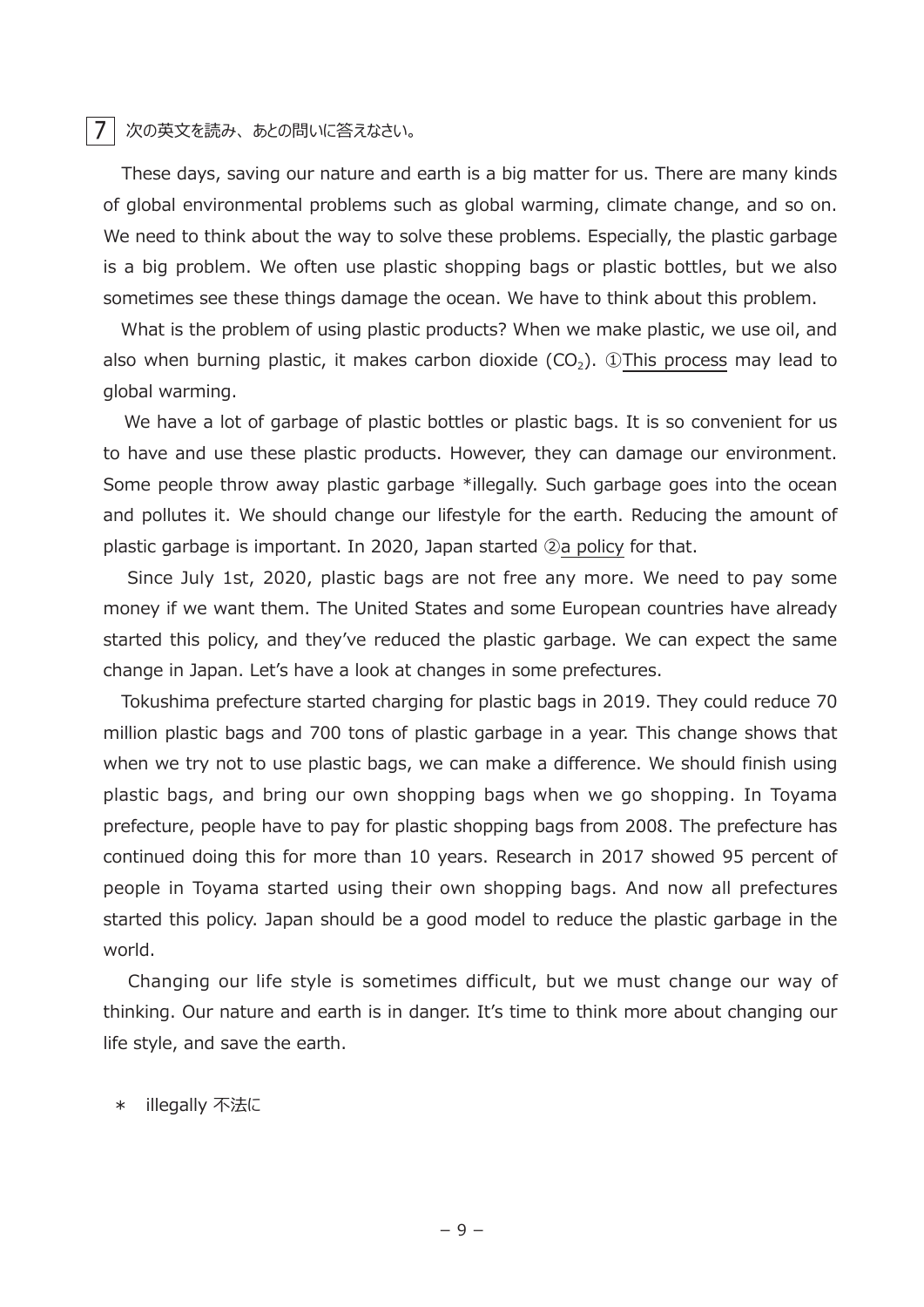7 次の英文を読み、あとの問いに答えなさい。

These days, saving our nature and earth is a big matter for us. There are many kinds of global environmental problems such as global warming, climate change, and so on. We need to think about the way to solve these problems. Especially, the plastic garbage is a big problem. We often use plastic shopping bags or plastic bottles, but we also sometimes see these things damage the ocean. We have to think about this problem.

What is the problem of using plastic products? When we make plastic, we use oil, and also when burning plastic, it makes carbon dioxide ($CO_2$). ①This process may lead to global warming.

We have a lot of garbage of plastic bottles or plastic bags. It is so convenient for us to have and use these plastic products. However, they can damage our environment. Some people throw away plastic garbage *illegally. Such garbage goes into the ocean and pollutes it. We should change our lifestyle for the earth. Reducing the amount of plastic garbage is important. In 2020, Japan started ②a policy for that.

Since July 1st, 2020, plastic bags are not free any more. We need to pay some money if we want them. The United States and some European countries have already started this policy, and they've reduced the plastic garbage. We can expect the same change in Japan. Let's have a look at changes in some prefectures.

Tokushima prefecture started charging for plastic bags in 2019. They could reduce 70 million plastic bags and 700 tons of plastic garbage in a year. This change shows that when we try not to use plastic bags, we can make a difference. We should finish using plastic bags, and bring our own shopping bags when we go shopping. In Toyama prefecture, people have to pay for plastic shopping bags from 2008. The prefecture has continued doing this for more than 10 years. Research in 2017 showed 95 percent of people in Toyama started using their own shopping bags. And now all prefectures started this policy. Japan should be a good model to reduce the plastic garbage in the world.

Changing our life style is sometimes difficult, but we must change our way of thinking. Our nature and earth is in danger. It's time to think more about changing our life style, and save the earth.

\* illegally 不法に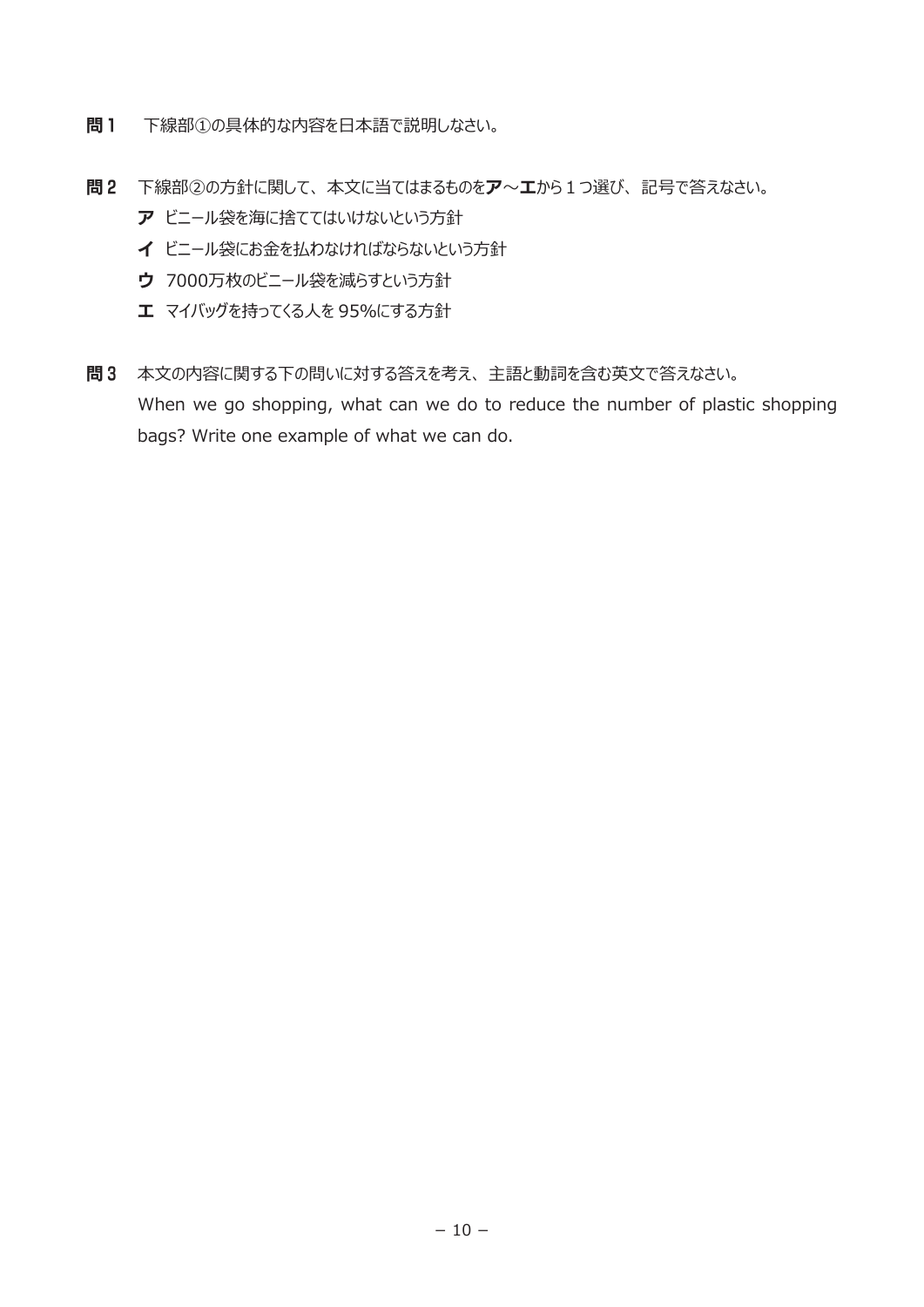**問１**　下線部①の具体的な内容を日本語で説明しなさい。

**問２**　下線部②の方針に関して、本文に当てはまるものを**ア**～**エ**から１つ選び、記号で答えなさい。

**ア**　ビニール袋を海に捨ててはいけないという方針

**イ**　ビニール袋にお金を払わなければならないという方針

**ウ**　7000万枚のビニール袋を減らすという方針

**エ**　マイバッグを持ってくる人を 95%にする方針

**問３**　本文の内容に関する下の問いに対する答えを考え、主語と動詞を含む英文で答えなさい。

When we go shopping, what can we do to reduce the number of plastic shopping bags? Write one example of what we can do.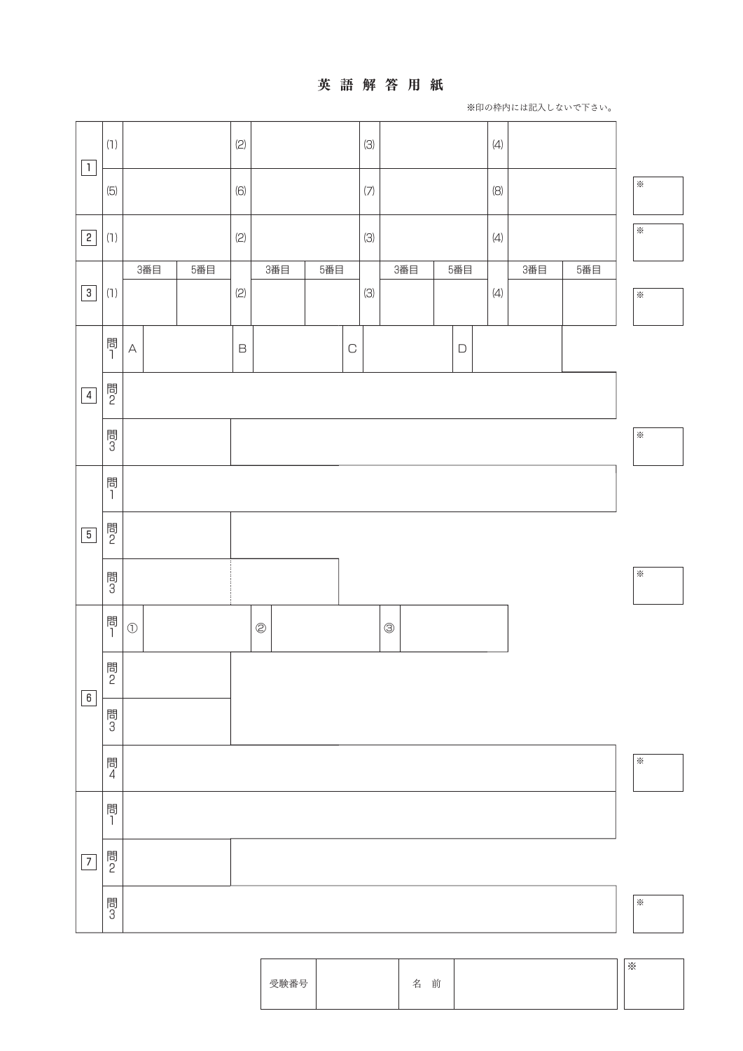# 英語解答用紙

※印の枠内には記入しないで下さい。

| | | | | | | | | | |
|---|---|---|---|---|---|---|---|---|---|
| 1 | (1) | | (2) | | (3) | | (4) | | |
| | (5) | | (6) | | (7) | | (8) | | ※ |
| 2 | (1) | | (2) | | (3) | | (4) | | ※ |

| | | | | | | | | | | | | | |
|---|---|---|---|---|---|---|---|---|---|---|---|---|---|
| 3 | (1) | 3番目 | 5番目 | (2) | 3番目 | 5番目 | (3) | 3番目 | 5番目 | (4) | 3番目 | 5番目 | ※ |
| | | | | | | | | | | | | | |

| | | | | | | | | | | |
|---|---|---|---|---|---|---|---|---|---|---|
| 4 | 問1 | A | | B | | C | | D | | |
| | 問2 | | | | | | | | | |
| | 問3 | | | | | | | | | ※ |
| 5 | 問1 | | | | | | | | | |
| | 問2 | | | | | | | | | |
| | 問3 | | | | | | | | | ※ |
| 6 | 問1 | ① | | ② | | ③ | | | | |
| | 問2 | | | | | | | | | |
| | 問3 | | | | | | | | | |
| | 問4 | | | | | | | | | ※ |
| 7 | 問1 | | | | | | | | | |
| | 問2 | | | | | | | | | |
| | 問3 | | | | | | | | | ※ |

| | | | | |
|---|---|---|---|---|
| 受験番号 | | 名　前 | | ※ |